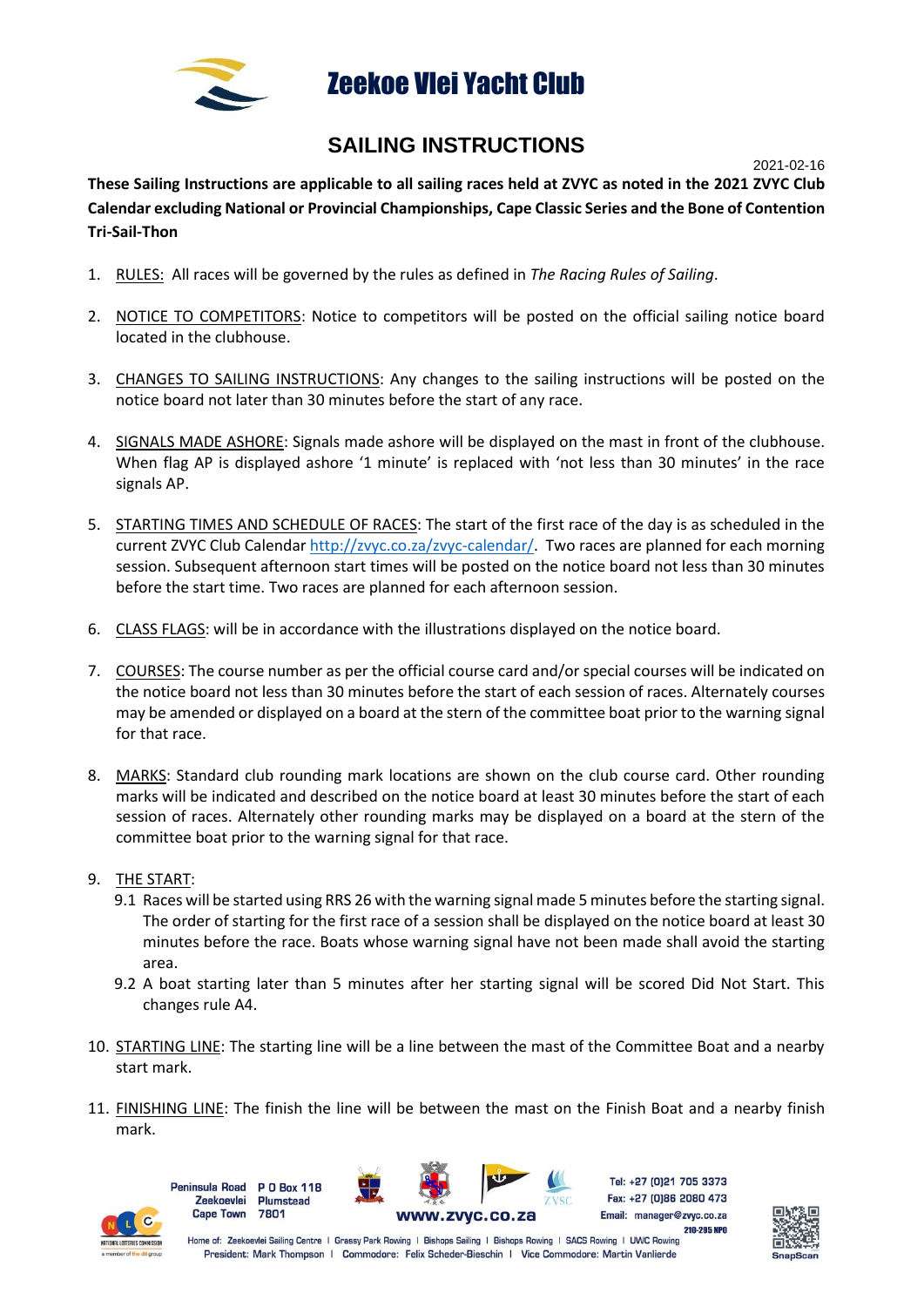# Zeekoe Vlei Yacht Club

## SAILING INSTRUCTIONS

2021-02-16

**These Sailing Instructions are applicable to all sailing races held at ZVYC as noted in the 2021 ZVYC Club Calendar excluding National or Provincial Championships, Cape Classic Series and the Bone of Contention Tri-Sail-Thon**

1. RULES: All races will be governed by the rules as defined in *The Racing Rules of Sailing*.

2. NOTICE TO COMPETITORS: Notice to competitors will be posted on the official sailing notice board located in the clubhouse.

3. CHANGES TO SAILING INSTRUCTIONS: Any changes to the sailing instructions will be posted on the notice board not later than 30 minutes before the start of any race.

4. SIGNALS MADE ASHORE: Signals made ashore will be displayed on the mast in front of the clubhouse. When flag AP is displayed ashore '1 minute' is replaced with 'not less than 30 minutes' in the race signals AP.

5. STARTING TIMES AND SCHEDULE OF RACES: The start of the first race of the day is as scheduled in the current ZVYC Club Calendar http://zvyc.co.za/zvyc-calendar/. Two races are planned for each morning session. Subsequent afternoon start times will be posted on the notice board not less than 30 minutes before the start time. Two races are planned for each afternoon session.

6. CLASS FLAGS: will be in accordance with the illustrations displayed on the notice board.

7. COURSES: The course number as per the official course card and/or special courses will be indicated on the notice board not less than 30 minutes before the start of each session of races. Alternately courses may be amended or displayed on a board at the stern of the committee boat prior to the warning signal for that race.

8. MARKS: Standard club rounding mark locations are shown on the club course card. Other rounding marks will be indicated and described on the notice board at least 30 minutes before the start of each session of races. Alternately other rounding marks may be displayed on a board at the stern of the committee boat prior to the warning signal for that race.

9. THE START:
   - 9.1 Races will be started using RRS 26 with the warning signal made 5 minutes before the starting signal. The order of starting for the first race of a session shall be displayed on the notice board at least 30 minutes before the race. Boats whose warning signal have not been made shall avoid the starting area.
   - 9.2 A boat starting later than 5 minutes after her starting signal will be scored Did Not Start. This changes rule A4.

10. STARTING LINE: The starting line will be a line between the mast of the Committee Boat and a nearby start mark.

11. FINISHING LINE: The finish the line will be between the mast on the Finish Boat and a nearby finish mark.

Peninsula Road Zeekoevlei Cape Town | P O Box 118 Plumstead 7801 | www.zvyc.co.za | Tel: +27 (0)21 705 3373 Fax: +27 (0)86 2080 473 Email: manager@zvyc.co.za 210-295 NPO

Home of: Zeekoevlei Sailing Centre | Grassy Park Rowing | Bishops Sailing | Bishops Rowing | SACS Rowing | UWC Rowing
President: Mark Thompson | Commodore: Felix Scheder-Bieschin | Vice Commodore: Martin Vanlierde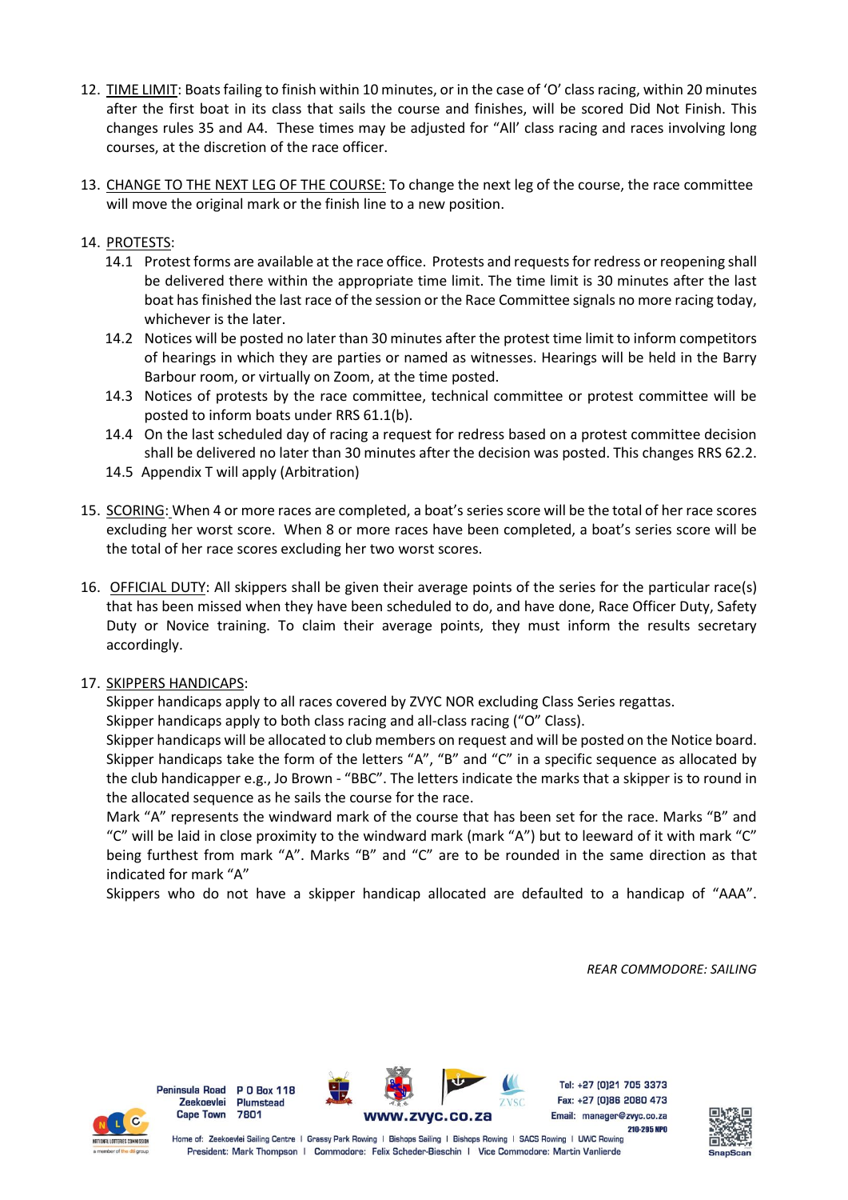12. TIME LIMIT: Boats failing to finish within 10 minutes, or in the case of 'O' class racing, within 20 minutes after the first boat in its class that sails the course and finishes, will be scored Did Not Finish. This changes rules 35 and A4. These times may be adjusted for "All' class racing and races involving long courses, at the discretion of the race officer.

13. CHANGE TO THE NEXT LEG OF THE COURSE: To change the next leg of the course, the race committee will move the original mark or the finish line to a new position.

14. PROTESTS:
    - 14.1 Protest forms are available at the race office. Protests and requests for redress or reopening shall be delivered there within the appropriate time limit. The time limit is 30 minutes after the last boat has finished the last race of the session or the Race Committee signals no more racing today, whichever is the later.
    - 14.2 Notices will be posted no later than 30 minutes after the protest time limit to inform competitors of hearings in which they are parties or named as witnesses. Hearings will be held in the Barry Barbour room, or virtually on Zoom, at the time posted.
    - 14.3 Notices of protests by the race committee, technical committee or protest committee will be posted to inform boats under RRS 61.1(b).
    - 14.4 On the last scheduled day of racing a request for redress based on a protest committee decision shall be delivered no later than 30 minutes after the decision was posted. This changes RRS 62.2.
    - 14.5 Appendix T will apply (Arbitration)

15. SCORING: When 4 or more races are completed, a boat's series score will be the total of her race scores excluding her worst score. When 8 or more races have been completed, a boat's series score will be the total of her race scores excluding her two worst scores.

16. OFFICIAL DUTY: All skippers shall be given their average points of the series for the particular race(s) that has been missed when they have been scheduled to do, and have done, Race Officer Duty, Safety Duty or Novice training. To claim their average points, they must inform the results secretary accordingly.

17. SKIPPERS HANDICAPS:

    Skipper handicaps apply to all races covered by ZVYC NOR excluding Class Series regattas.

    Skipper handicaps apply to both class racing and all-class racing ("O" Class).

    Skipper handicaps will be allocated to club members on request and will be posted on the Notice board. Skipper handicaps take the form of the letters "A", "B" and "C" in a specific sequence as allocated by the club handicapper e.g., Jo Brown - "BBC". The letters indicate the marks that a skipper is to round in the allocated sequence as he sails the course for the race.

    Mark "A" represents the windward mark of the course that has been set for the race. Marks "B" and "C" will be laid in close proximity to the windward mark (mark "A") but to leeward of it with mark "C" being furthest from mark "A". Marks "B" and "C" are to be rounded in the same direction as that indicated for mark "A"

    Skippers who do not have a skipper handicap allocated are defaulted to a handicap of "AAA".

*REAR COMMODORE: SAILING*